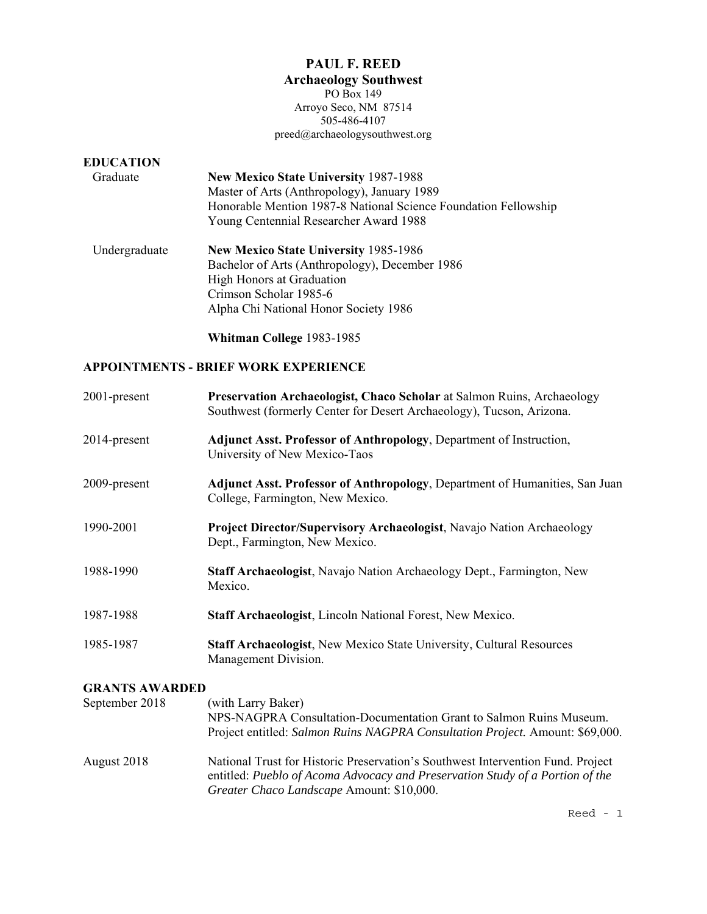# PAUL F. REED

**Archaeology Southwest**
PO Box 149
Arroyo Seco, NM 87514
505-486-4107
preed@archaeologysouthwest.org

## EDUCATION

Graduate

**New Mexico State University** 1987-1988
Master of Arts (Anthropology), January 1989
Honorable Mention 1987-8 National Science Foundation Fellowship
Young Centennial Researcher Award 1988

Undergraduate

**New Mexico State University** 1985-1986
Bachelor of Arts (Anthropology), December 1986
High Honors at Graduation
Crimson Scholar 1985-6
Alpha Chi National Honor Society 1986

**Whitman College** 1983-1985

## APPOINTMENTS - BRIEF WORK EXPERIENCE

2001-present — **Preservation Archaeologist, Chaco Scholar** at Salmon Ruins, Archaeology Southwest (formerly Center for Desert Archaeology), Tucson, Arizona.

2014-present — **Adjunct Asst. Professor of Anthropology**, Department of Instruction, University of New Mexico-Taos

2009-present — **Adjunct Asst. Professor of Anthropology**, Department of Humanities, San Juan College, Farmington, New Mexico.

1990-2001 — **Project Director/Supervisory Archaeologist**, Navajo Nation Archaeology Dept., Farmington, New Mexico.

1988-1990 — **Staff Archaeologist**, Navajo Nation Archaeology Dept., Farmington, New Mexico.

1987-1988 — **Staff Archaeologist**, Lincoln National Forest, New Mexico.

1985-1987 — **Staff Archaeologist**, New Mexico State University, Cultural Resources Management Division.

## GRANTS AWARDED

September 2018 — (with Larry Baker)
NPS-NAGPRA Consultation-Documentation Grant to Salmon Ruins Museum. Project entitled: *Salmon Ruins NAGPRA Consultation Project.* Amount: $69,000.

August 2018 — National Trust for Historic Preservation's Southwest Intervention Fund. Project entitled: *Pueblo of Acoma Advocacy and Preservation Study of a Portion of the Greater Chaco Landscape* Amount: $10,000.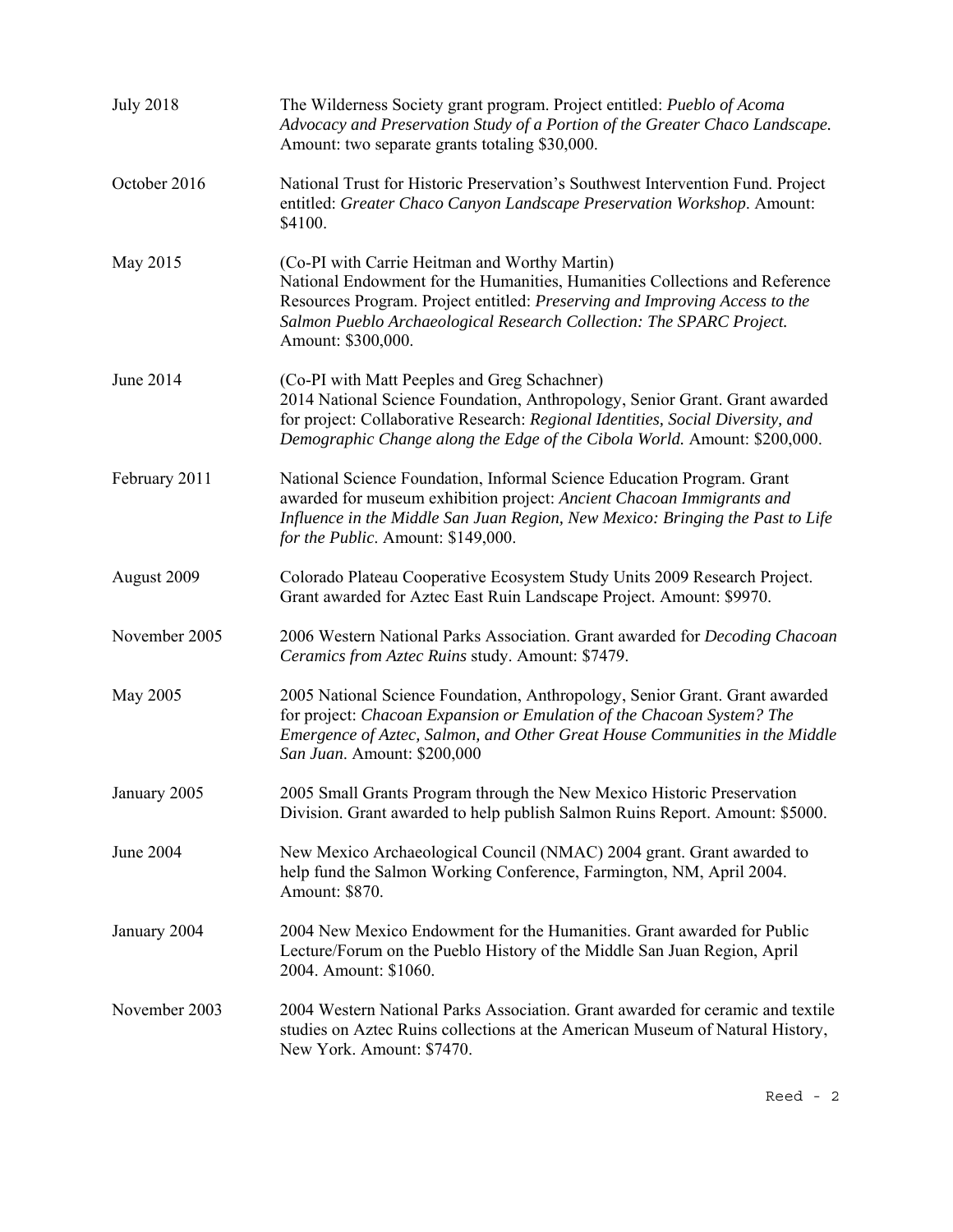| | |
|---|---|
| July 2018 | The Wilderness Society grant program. Project entitled: *Pueblo of Acoma Advocacy and Preservation Study of a Portion of the Greater Chaco Landscape.* Amount: two separate grants totaling $30,000. |
| October 2016 | National Trust for Historic Preservation's Southwest Intervention Fund. Project entitled: *Greater Chaco Canyon Landscape Preservation Workshop*. Amount: $4100. |
| May 2015 | (Co-PI with Carrie Heitman and Worthy Martin) National Endowment for the Humanities, Humanities Collections and Reference Resources Program. Project entitled: *Preserving and Improving Access to the Salmon Pueblo Archaeological Research Collection: The SPARC Project.* Amount: $300,000. |
| June 2014 | (Co-PI with Matt Peeples and Greg Schachner) 2014 National Science Foundation, Anthropology, Senior Grant. Grant awarded for project: Collaborative Research: *Regional Identities, Social Diversity, and Demographic Change along the Edge of the Cibola World.* Amount: $200,000. |
| February 2011 | National Science Foundation, Informal Science Education Program. Grant awarded for museum exhibition project: *Ancient Chacoan Immigrants and Influence in the Middle San Juan Region, New Mexico: Bringing the Past to Life for the Public*. Amount: $149,000. |
| August 2009 | Colorado Plateau Cooperative Ecosystem Study Units 2009 Research Project. Grant awarded for Aztec East Ruin Landscape Project. Amount: $9970. |
| November 2005 | 2006 Western National Parks Association. Grant awarded for *Decoding Chacoan Ceramics from Aztec Ruins* study. Amount: $7479. |
| May 2005 | 2005 National Science Foundation, Anthropology, Senior Grant. Grant awarded for project: *Chacoan Expansion or Emulation of the Chacoan System? The Emergence of Aztec, Salmon, and Other Great House Communities in the Middle San Juan*. Amount: $200,000 |
| January 2005 | 2005 Small Grants Program through the New Mexico Historic Preservation Division. Grant awarded to help publish Salmon Ruins Report. Amount: $5000. |
| June 2004 | New Mexico Archaeological Council (NMAC) 2004 grant. Grant awarded to help fund the Salmon Working Conference, Farmington, NM, April 2004. Amount: $870. |
| January 2004 | 2004 New Mexico Endowment for the Humanities. Grant awarded for Public Lecture/Forum on the Pueblo History of the Middle San Juan Region, April 2004. Amount: $1060. |
| November 2003 | 2004 Western National Parks Association. Grant awarded for ceramic and textile studies on Aztec Ruins collections at the American Museum of Natural History, New York. Amount: $7470. |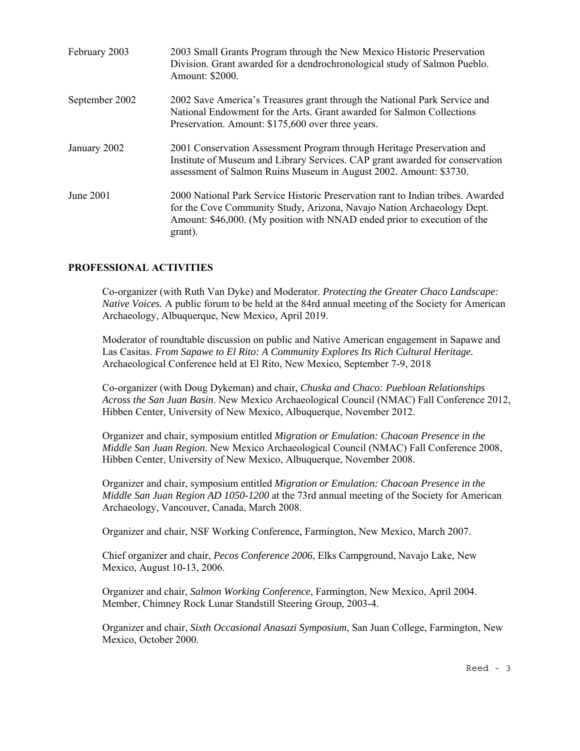| | |
|---|---|
| February 2003 | 2003 Small Grants Program through the New Mexico Historic Preservation Division. Grant awarded for a dendrochronological study of Salmon Pueblo. Amount: $2000. |
| September 2002 | 2002 Save America's Treasures grant through the National Park Service and National Endowment for the Arts. Grant awarded for Salmon Collections Preservation. Amount: $175,600 over three years. |
| January 2002 | 2001 Conservation Assessment Program through Heritage Preservation and Institute of Museum and Library Services. CAP grant awarded for conservation assessment of Salmon Ruins Museum in August 2002. Amount: $3730. |
| June 2001 | 2000 National Park Service Historic Preservation rant to Indian tribes. Awarded for the Cove Community Study, Arizona, Navajo Nation Archaeology Dept. Amount: $46,000. (My position with NNAD ended prior to execution of the grant). |

## PROFESSIONAL ACTIVITIES

Co-organizer (with Ruth Van Dyke) and Moderator. *Protecting the Greater Chaco Landscape: Native Voices.* A public forum to be held at the 84rd annual meeting of the Society for American Archaeology, Albuquerque, New Mexico, April 2019.

Moderator of roundtable discussion on public and Native American engagement in Sapawe and Las Casitas. *From Sapawe to El Rito: A Community Explores Its Rich Cultural Heritage.* Archaeological Conference held at El Rito, New Mexico, September 7-9, 2018

Co-organizer (with Doug Dykeman) and chair, *Chuska and Chaco: Puebloan Relationships Across the San Juan Basin*. New Mexico Archaeological Council (NMAC) Fall Conference 2012, Hibben Center, University of New Mexico, Albuquerque, November 2012.

Organizer and chair, symposium entitled *Migration or Emulation: Chacoan Presence in the Middle San Juan Region.* New Mexico Archaeological Council (NMAC) Fall Conference 2008, Hibben Center, University of New Mexico, Albuquerque, November 2008.

Organizer and chair, symposium entitled *Migration or Emulation: Chacoan Presence in the Middle San Juan Region AD 1050-1200* at the 73rd annual meeting of the Society for American Archaeology, Vancouver, Canada, March 2008.

Organizer and chair, NSF Working Conference, Farmington, New Mexico, March 2007.

Chief organizer and chair, *Pecos Conference 2006*, Elks Campground, Navajo Lake, New Mexico, August 10-13, 2006.

Organizer and chair, *Salmon Working Conference*, Farmington, New Mexico, April 2004. Member, Chimney Rock Lunar Standstill Steering Group, 2003-4.

Organizer and chair, *Sixth Occasional Anasazi Symposium*, San Juan College, Farmington, New Mexico, October 2000.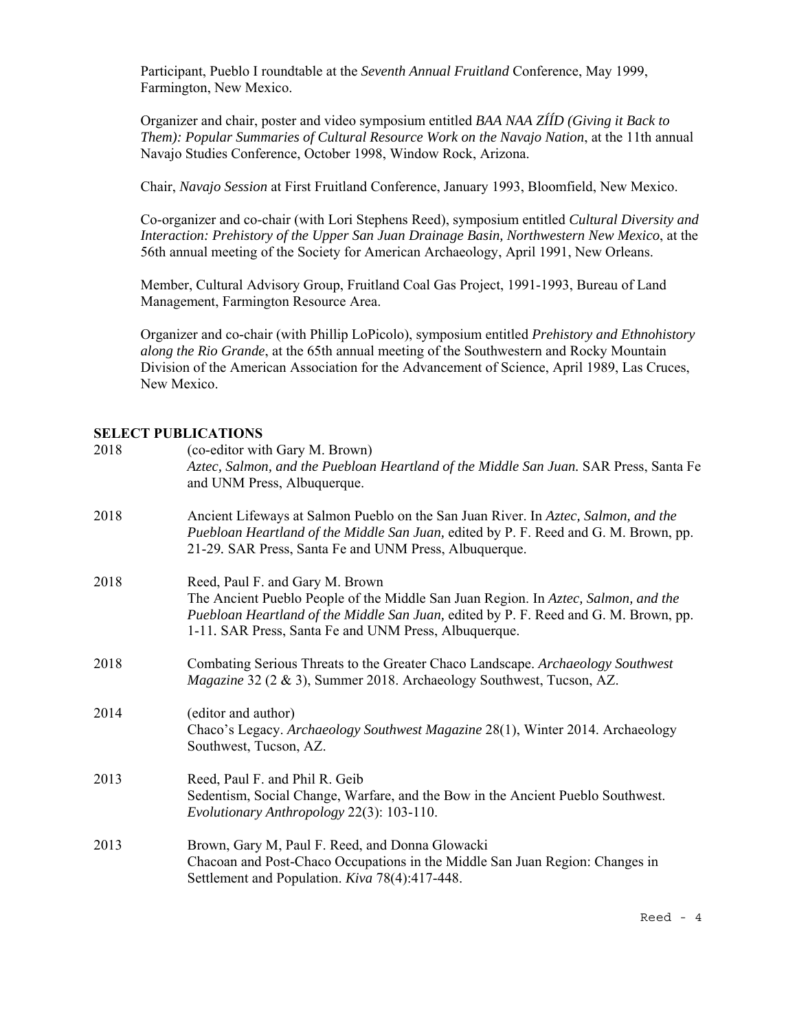Participant, Pueblo I roundtable at the *Seventh Annual Fruitland* Conference, May 1999, Farmington, New Mexico.

Organizer and chair, poster and video symposium entitled *BAA NAA ZÍÍD (Giving it Back to Them): Popular Summaries of Cultural Resource Work on the Navajo Nation*, at the 11th annual Navajo Studies Conference, October 1998, Window Rock, Arizona.

Chair, *Navajo Session* at First Fruitland Conference, January 1993, Bloomfield, New Mexico.

Co-organizer and co-chair (with Lori Stephens Reed), symposium entitled *Cultural Diversity and Interaction: Prehistory of the Upper San Juan Drainage Basin, Northwestern New Mexico*, at the 56th annual meeting of the Society for American Archaeology, April 1991, New Orleans.

Member, Cultural Advisory Group, Fruitland Coal Gas Project, 1991-1993, Bureau of Land Management, Farmington Resource Area.

Organizer and co-chair (with Phillip LoPicolo), symposium entitled *Prehistory and Ethnohistory along the Rio Grande*, at the 65th annual meeting of the Southwestern and Rocky Mountain Division of the American Association for the Advancement of Science, April 1989, Las Cruces, New Mexico.

**SELECT PUBLICATIONS**

2018 (co-editor with Gary M. Brown)
*Aztec, Salmon, and the Puebloan Heartland of the Middle San Juan.* SAR Press, Santa Fe and UNM Press, Albuquerque.

2018 Ancient Lifeways at Salmon Pueblo on the San Juan River. In *Aztec, Salmon, and the Puebloan Heartland of the Middle San Juan,* edited by P. F. Reed and G. M. Brown, pp. 21-29. SAR Press, Santa Fe and UNM Press, Albuquerque.

2018 Reed, Paul F. and Gary M. Brown
The Ancient Pueblo People of the Middle San Juan Region. In *Aztec, Salmon, and the Puebloan Heartland of the Middle San Juan,* edited by P. F. Reed and G. M. Brown, pp. 1-11. SAR Press, Santa Fe and UNM Press, Albuquerque.

2018 Combating Serious Threats to the Greater Chaco Landscape. *Archaeology Southwest Magazine* 32 (2 & 3), Summer 2018. Archaeology Southwest, Tucson, AZ.

2014 (editor and author)
Chaco's Legacy. *Archaeology Southwest Magazine* 28(1), Winter 2014. Archaeology Southwest, Tucson, AZ.

2013 Reed, Paul F. and Phil R. Geib
Sedentism, Social Change, Warfare, and the Bow in the Ancient Pueblo Southwest. *Evolutionary Anthropology* 22(3): 103-110.

2013 Brown, Gary M, Paul F. Reed, and Donna Glowacki
Chacoan and Post-Chaco Occupations in the Middle San Juan Region: Changes in Settlement and Population. *Kiva* 78(4):417-448.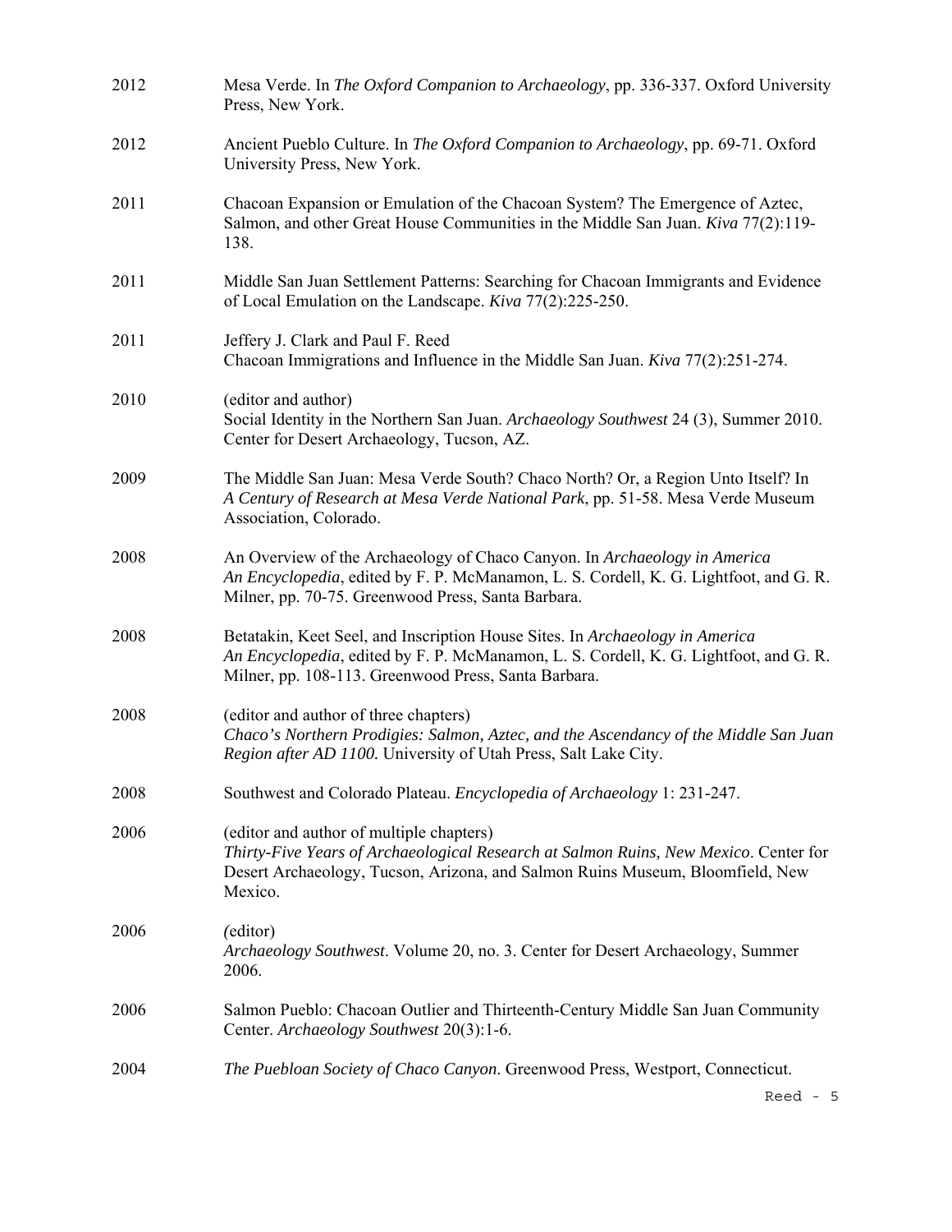2012 Mesa Verde. In *The Oxford Companion to Archaeology*, pp. 336-337. Oxford University Press, New York.

2012 Ancient Pueblo Culture. In *The Oxford Companion to Archaeology*, pp. 69-71. Oxford University Press, New York.

2011 Chacoan Expansion or Emulation of the Chacoan System? The Emergence of Aztec, Salmon, and other Great House Communities in the Middle San Juan. *Kiva* 77(2):119-138.

2011 Middle San Juan Settlement Patterns: Searching for Chacoan Immigrants and Evidence of Local Emulation on the Landscape. *Kiva* 77(2):225-250.

2011 Jeffery J. Clark and Paul F. Reed
Chacoan Immigrations and Influence in the Middle San Juan. *Kiva* 77(2):251-274.

2010 (editor and author)
Social Identity in the Northern San Juan. *Archaeology Southwest* 24 (3), Summer 2010. Center for Desert Archaeology, Tucson, AZ.

2009 The Middle San Juan: Mesa Verde South? Chaco North? Or, a Region Unto Itself? In *A Century of Research at Mesa Verde National Park*, pp. 51-58. Mesa Verde Museum Association, Colorado.

2008 An Overview of the Archaeology of Chaco Canyon. In *Archaeology in America An Encyclopedia*, edited by F. P. McManamon, L. S. Cordell, K. G. Lightfoot, and G. R. Milner, pp. 70-75. Greenwood Press, Santa Barbara.

2008 Betatakin, Keet Seel, and Inscription House Sites. In *Archaeology in America An Encyclopedia*, edited by F. P. McManamon, L. S. Cordell, K. G. Lightfoot, and G. R. Milner, pp. 108-113. Greenwood Press, Santa Barbara.

2008 (editor and author of three chapters)
*Chaco's Northern Prodigies: Salmon, Aztec, and the Ascendancy of the Middle San Juan Region after AD 1100*. University of Utah Press, Salt Lake City.

2008 Southwest and Colorado Plateau. *Encyclopedia of Archaeology* 1: 231-247.

2006 (editor and author of multiple chapters)
*Thirty-Five Years of Archaeological Research at Salmon Ruins, New Mexico*. Center for Desert Archaeology, Tucson, Arizona, and Salmon Ruins Museum, Bloomfield, New Mexico.

2006 (editor)
*Archaeology Southwest*. Volume 20, no. 3. Center for Desert Archaeology, Summer 2006.

2006 Salmon Pueblo: Chacoan Outlier and Thirteenth-Century Middle San Juan Community Center. *Archaeology Southwest* 20(3):1-6.

2004 *The Puebloan Society of Chaco Canyon*. Greenwood Press, Westport, Connecticut.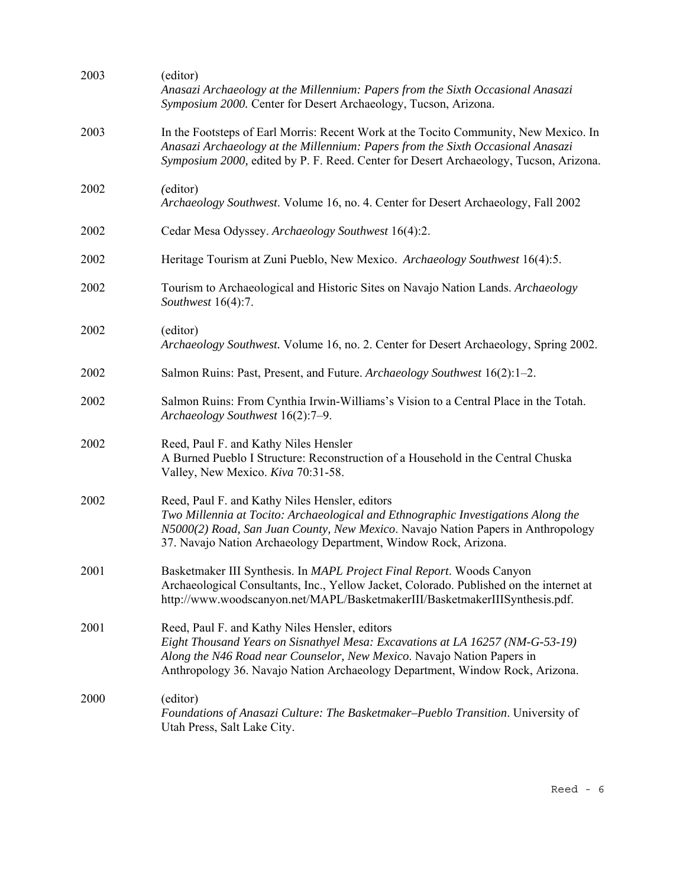2003 (editor)
*Anasazi Archaeology at the Millennium: Papers from the Sixth Occasional Anasazi Symposium 2000*. Center for Desert Archaeology, Tucson, Arizona.

2003 In the Footsteps of Earl Morris: Recent Work at the Tocito Community, New Mexico. In *Anasazi Archaeology at the Millennium: Papers from the Sixth Occasional Anasazi Symposium 2000,* edited by P. F. Reed. Center for Desert Archaeology, Tucson, Arizona.

2002 (editor)
*Archaeology Southwest*. Volume 16, no. 4. Center for Desert Archaeology, Fall 2002

2002 Cedar Mesa Odyssey. *Archaeology Southwest* 16(4):2.

2002 Heritage Tourism at Zuni Pueblo, New Mexico. *Archaeology Southwest* 16(4):5.

2002 Tourism to Archaeological and Historic Sites on Navajo Nation Lands. *Archaeology Southwest* 16(4):7.

2002 (editor)
*Archaeology Southwest.* Volume 16, no. 2. Center for Desert Archaeology, Spring 2002.

2002 Salmon Ruins: Past, Present, and Future. *Archaeology Southwest* 16(2):1–2.

2002 Salmon Ruins: From Cynthia Irwin-Williams's Vision to a Central Place in the Totah. *Archaeology Southwest* 16(2):7–9.

2002 Reed, Paul F. and Kathy Niles Hensler
A Burned Pueblo I Structure: Reconstruction of a Household in the Central Chuska Valley, New Mexico. *Kiva* 70:31-58.

2002 Reed, Paul F. and Kathy Niles Hensler, editors
*Two Millennia at Tocito: Archaeological and Ethnographic Investigations Along the N5000(2) Road, San Juan County, New Mexico*. Navajo Nation Papers in Anthropology 37. Navajo Nation Archaeology Department, Window Rock, Arizona.

2001 Basketmaker III Synthesis. In *MAPL Project Final Report*. Woods Canyon Archaeological Consultants, Inc., Yellow Jacket, Colorado. Published on the internet at http://www.woodscanyon.net/MAPL/BasketmakerIII/BasketmakerIIISynthesis.pdf.

2001 Reed, Paul F. and Kathy Niles Hensler, editors
*Eight Thousand Years on Sisnathyel Mesa: Excavations at LA 16257 (NM-G-53-19) Along the N46 Road near Counselor, New Mexico*. Navajo Nation Papers in Anthropology 36. Navajo Nation Archaeology Department, Window Rock, Arizona.

2000 (editor)
*Foundations of Anasazi Culture: The Basketmaker–Pueblo Transition*. University of Utah Press, Salt Lake City.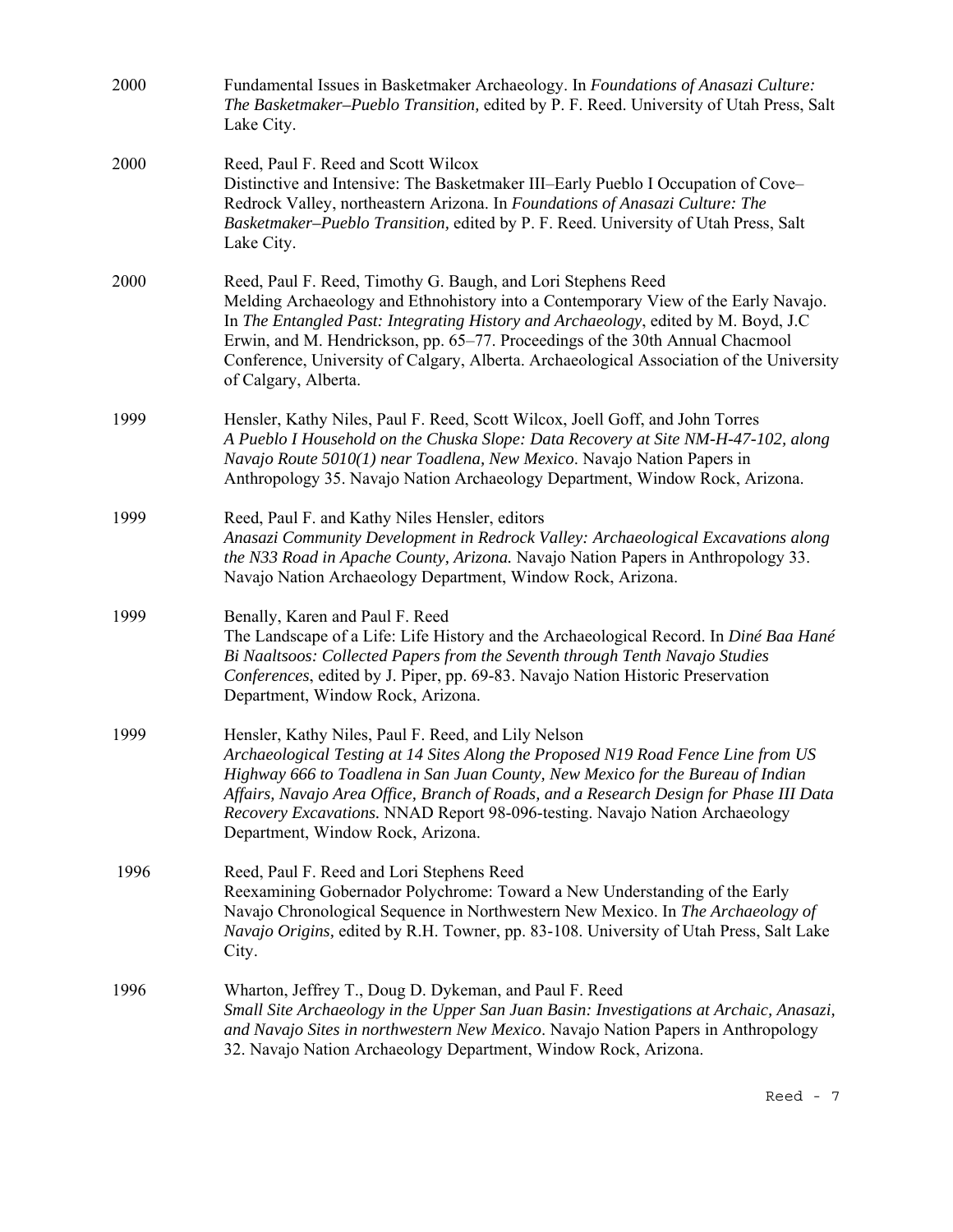2000 Fundamental Issues in Basketmaker Archaeology. In *Foundations of Anasazi Culture: The Basketmaker–Pueblo Transition,* edited by P. F. Reed. University of Utah Press, Salt Lake City.

2000 Reed, Paul F. Reed and Scott Wilcox
Distinctive and Intensive: The Basketmaker III–Early Pueblo I Occupation of Cove–Redrock Valley, northeastern Arizona. In *Foundations of Anasazi Culture: The Basketmaker–Pueblo Transition,* edited by P. F. Reed. University of Utah Press, Salt Lake City.

2000 Reed, Paul F. Reed, Timothy G. Baugh, and Lori Stephens Reed
Melding Archaeology and Ethnohistory into a Contemporary View of the Early Navajo. In *The Entangled Past: Integrating History and Archaeology*, edited by M. Boyd, J.C Erwin, and M. Hendrickson, pp. 65–77. Proceedings of the 30th Annual Chacmool Conference, University of Calgary, Alberta. Archaeological Association of the University of Calgary, Alberta.

1999 Hensler, Kathy Niles, Paul F. Reed, Scott Wilcox, Joell Goff, and John Torres
*A Pueblo I Household on the Chuska Slope: Data Recovery at Site NM-H-47-102, along Navajo Route 5010(1) near Toadlena, New Mexico*. Navajo Nation Papers in Anthropology 35. Navajo Nation Archaeology Department, Window Rock, Arizona.

1999 Reed, Paul F. and Kathy Niles Hensler, editors
*Anasazi Community Development in Redrock Valley: Archaeological Excavations along the N33 Road in Apache County, Arizona.* Navajo Nation Papers in Anthropology 33. Navajo Nation Archaeology Department, Window Rock, Arizona.

1999 Benally, Karen and Paul F. Reed
The Landscape of a Life: Life History and the Archaeological Record. In *Diné Baa Hané Bi Naaltsoos: Collected Papers from the Seventh through Tenth Navajo Studies Conferences*, edited by J. Piper, pp. 69-83. Navajo Nation Historic Preservation Department, Window Rock, Arizona.

1999 Hensler, Kathy Niles, Paul F. Reed, and Lily Nelson
*Archaeological Testing at 14 Sites Along the Proposed N19 Road Fence Line from US Highway 666 to Toadlena in San Juan County, New Mexico for the Bureau of Indian Affairs, Navajo Area Office, Branch of Roads, and a Research Design for Phase III Data Recovery Excavations.* NNAD Report 98-096-testing. Navajo Nation Archaeology Department, Window Rock, Arizona.

1996 Reed, Paul F. Reed and Lori Stephens Reed
Reexamining Gobernador Polychrome: Toward a New Understanding of the Early Navajo Chronological Sequence in Northwestern New Mexico. In *The Archaeology of Navajo Origins,* edited by R.H. Towner, pp. 83-108. University of Utah Press, Salt Lake City.

1996 Wharton, Jeffrey T., Doug D. Dykeman, and Paul F. Reed
*Small Site Archaeology in the Upper San Juan Basin: Investigations at Archaic, Anasazi, and Navajo Sites in northwestern New Mexico*. Navajo Nation Papers in Anthropology 32. Navajo Nation Archaeology Department, Window Rock, Arizona.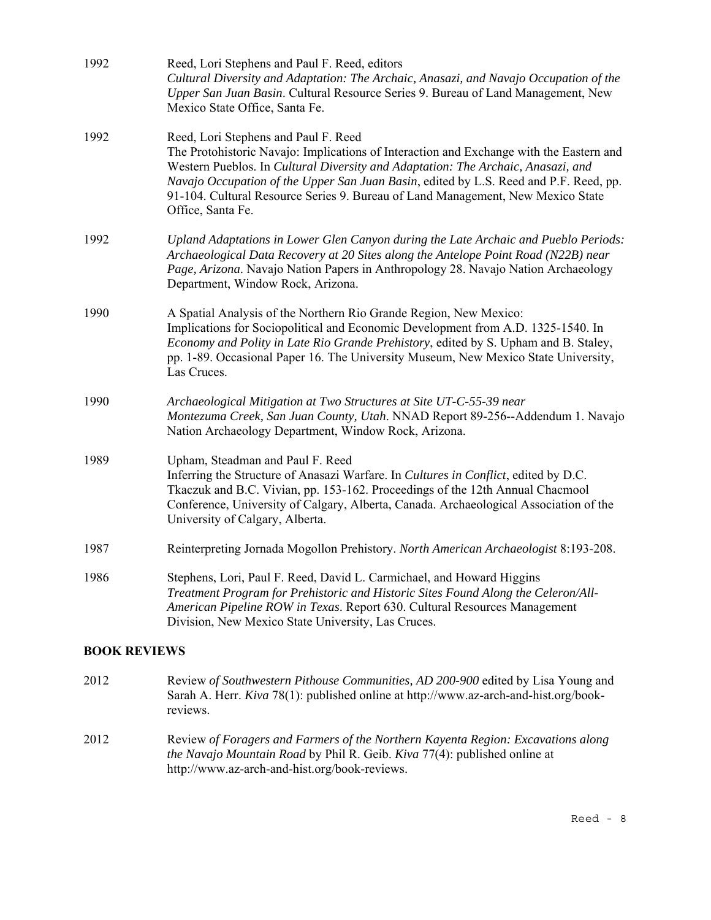1992 Reed, Lori Stephens and Paul F. Reed, editors
*Cultural Diversity and Adaptation: The Archaic, Anasazi, and Navajo Occupation of the Upper San Juan Basin*. Cultural Resource Series 9. Bureau of Land Management, New Mexico State Office, Santa Fe.

1992 Reed, Lori Stephens and Paul F. Reed
The Protohistoric Navajo: Implications of Interaction and Exchange with the Eastern and Western Pueblos. In *Cultural Diversity and Adaptation: The Archaic, Anasazi, and Navajo Occupation of the Upper San Juan Basin*, edited by L.S. Reed and P.F. Reed, pp. 91-104. Cultural Resource Series 9. Bureau of Land Management, New Mexico State Office, Santa Fe.

1992 *Upland Adaptations in Lower Glen Canyon during the Late Archaic and Pueblo Periods: Archaeological Data Recovery at 20 Sites along the Antelope Point Road (N22B) near Page, Arizona*. Navajo Nation Papers in Anthropology 28. Navajo Nation Archaeology Department, Window Rock, Arizona.

1990 A Spatial Analysis of the Northern Rio Grande Region, New Mexico: Implications for Sociopolitical and Economic Development from A.D. 1325-1540. In *Economy and Polity in Late Rio Grande Prehistory*, edited by S. Upham and B. Staley, pp. 1-89. Occasional Paper 16. The University Museum, New Mexico State University, Las Cruces.

1990 *Archaeological Mitigation at Two Structures at Site UT-C-55-39 near Montezuma Creek, San Juan County, Utah*. NNAD Report 89-256--Addendum 1. Navajo Nation Archaeology Department, Window Rock, Arizona.

1989 Upham, Steadman and Paul F. Reed
Inferring the Structure of Anasazi Warfare. In *Cultures in Conflict*, edited by D.C. Tkaczuk and B.C. Vivian, pp. 153-162. Proceedings of the 12th Annual Chacmool Conference, University of Calgary, Alberta, Canada. Archaeological Association of the University of Calgary, Alberta.

1987 Reinterpreting Jornada Mogollon Prehistory. *North American Archaeologist* 8:193-208.

1986 Stephens, Lori, Paul F. Reed, David L. Carmichael, and Howard Higgins
*Treatment Program for Prehistoric and Historic Sites Found Along the Celeron/All-American Pipeline ROW in Texas*. Report 630. Cultural Resources Management Division, New Mexico State University, Las Cruces.

## BOOK REVIEWS

2012 Review *of Southwestern Pithouse Communities, AD 200-900* edited by Lisa Young and Sarah A. Herr. *Kiva* 78(1): published online at http://www.az-arch-and-hist.org/book-reviews.

2012 Review *of Foragers and Farmers of the Northern Kayenta Region: Excavations along the Navajo Mountain Road* by Phil R. Geib. *Kiva* 77(4): published online at http://www.az-arch-and-hist.org/book-reviews.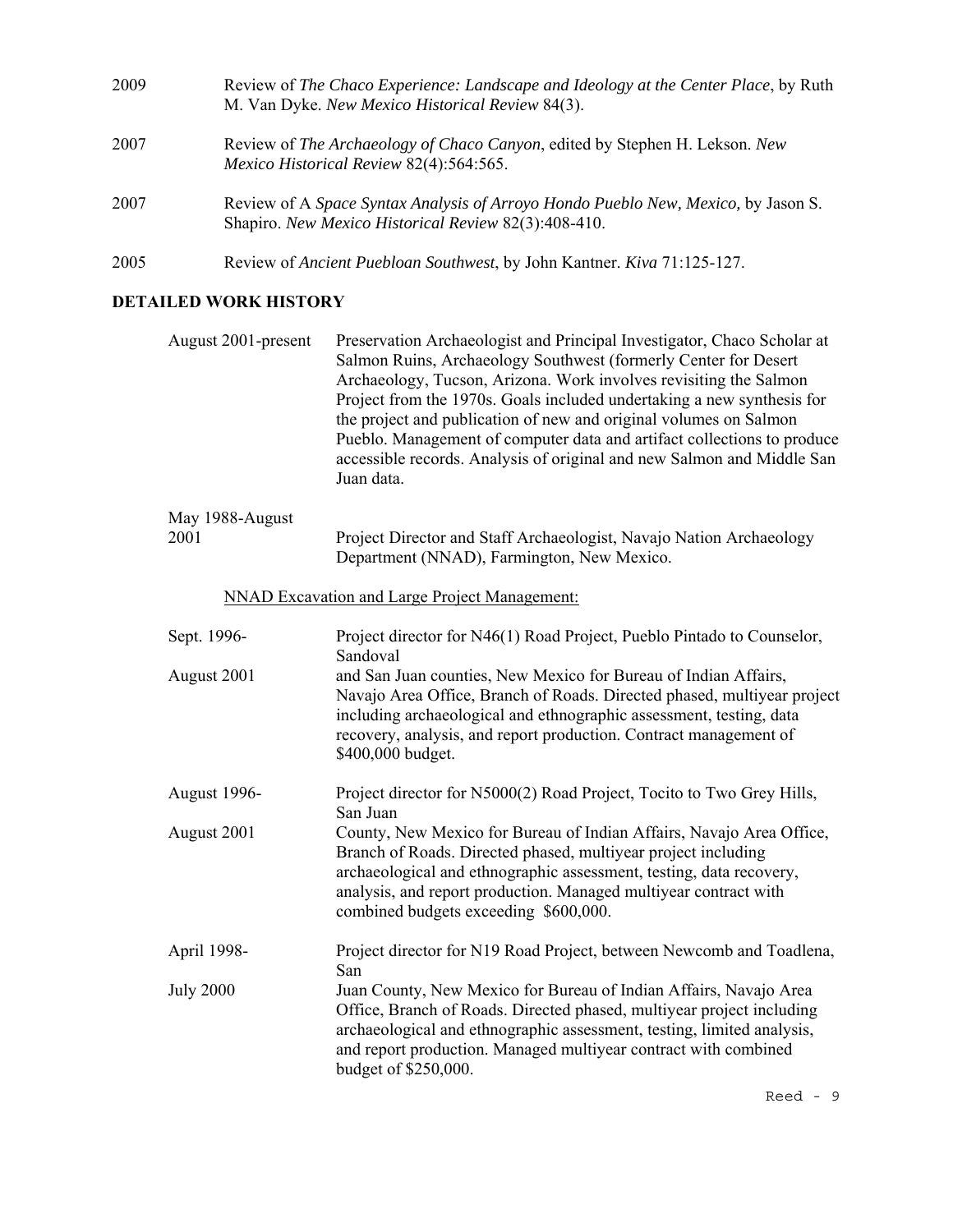2009 Review of *The Chaco Experience: Landscape and Ideology at the Center Place*, by Ruth M. Van Dyke. *New Mexico Historical Review* 84(3).

2007 Review of *The Archaeology of Chaco Canyon*, edited by Stephen H. Lekson. *New Mexico Historical Review* 82(4):564:565.

2007 Review of A *Space Syntax Analysis of Arroyo Hondo Pueblo New, Mexico,* by Jason S. Shapiro. *New Mexico Historical Review* 82(3):408-410.

2005 Review of *Ancient Puebloan Southwest*, by John Kantner. *Kiva* 71:125-127.

## DETAILED WORK HISTORY

August 2001-present — Preservation Archaeologist and Principal Investigator, Chaco Scholar at Salmon Ruins, Archaeology Southwest (formerly Center for Desert Archaeology, Tucson, Arizona. Work involves revisiting the Salmon Project from the 1970s. Goals included undertaking a new synthesis for the project and publication of new and original volumes on Salmon Pueblo. Management of computer data and artifact collections to produce accessible records. Analysis of original and new Salmon and Middle San Juan data.

May 1988-August 2001 — Project Director and Staff Archaeologist, Navajo Nation Archaeology Department (NNAD), Farmington, New Mexico.

<u>NNAD Excavation and Large Project Management:</u>

Sept. 1996-August 2001 — Project director for N46(1) Road Project, Pueblo Pintado to Counselor, Sandoval and San Juan counties, New Mexico for Bureau of Indian Affairs, Navajo Area Office, Branch of Roads. Directed phased, multiyear project including archaeological and ethnographic assessment, testing, data recovery, analysis, and report production. Contract management of $400,000 budget.

August 1996-August 2001 — Project director for N5000(2) Road Project, Tocito to Two Grey Hills, San Juan County, New Mexico for Bureau of Indian Affairs, Navajo Area Office, Branch of Roads. Directed phased, multiyear project including archaeological and ethnographic assessment, testing, data recovery, analysis, and report production. Managed multiyear contract with combined budgets exceeding $600,000.

April 1998-July 2000 — Project director for N19 Road Project, between Newcomb and Toadlena, San Juan County, New Mexico for Bureau of Indian Affairs, Navajo Area Office, Branch of Roads. Directed phased, multiyear project including archaeological and ethnographic assessment, testing, limited analysis, and report production. Managed multiyear contract with combined budget of $250,000.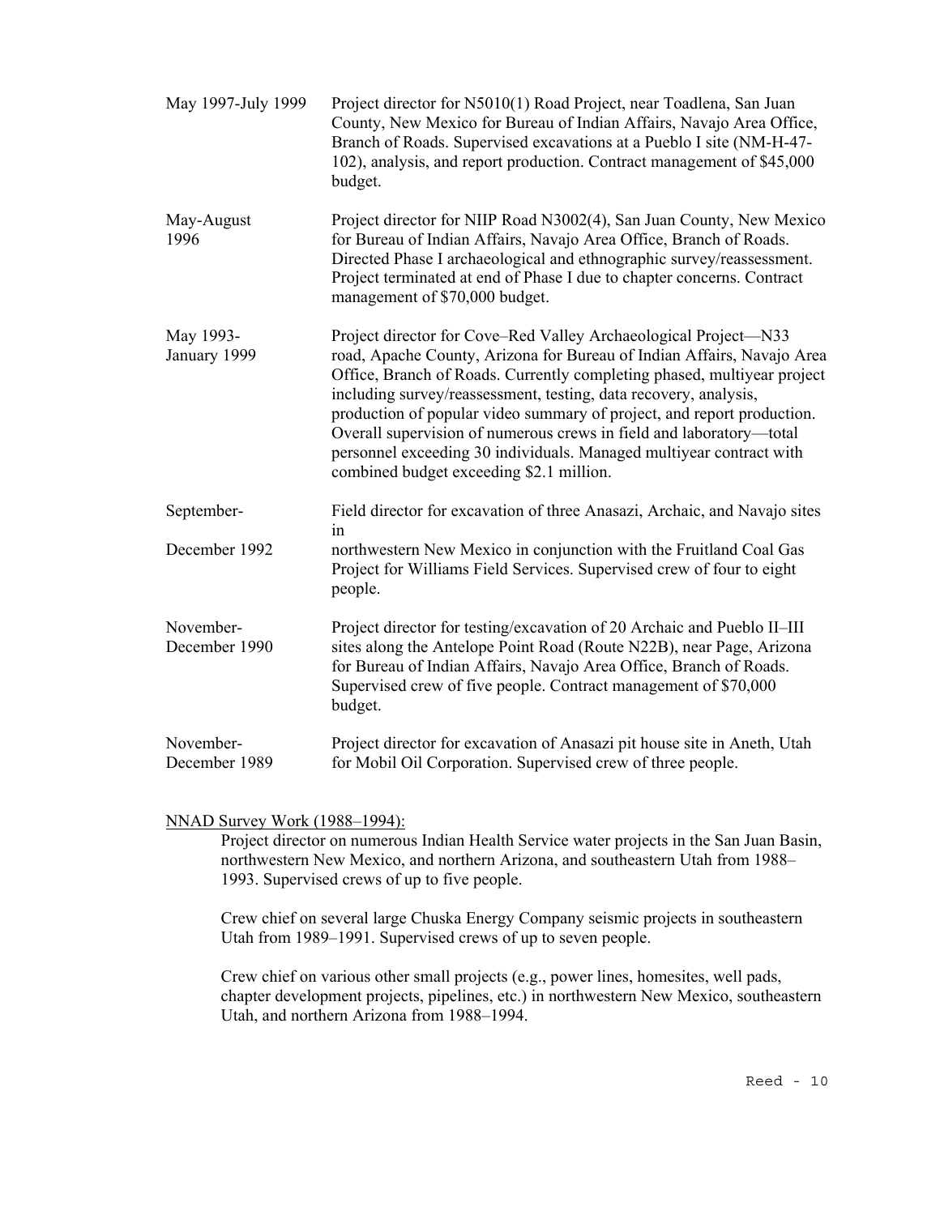| | |
|---|---|
| May 1997-July 1999 | Project director for N5010(1) Road Project, near Toadlena, San Juan County, New Mexico for Bureau of Indian Affairs, Navajo Area Office, Branch of Roads. Supervised excavations at a Pueblo I site (NM-H-47-102), analysis, and report production. Contract management of $45,000 budget. |
| May-August 1996 | Project director for NIIP Road N3002(4), San Juan County, New Mexico for Bureau of Indian Affairs, Navajo Area Office, Branch of Roads. Directed Phase I archaeological and ethnographic survey/reassessment. Project terminated at end of Phase I due to chapter concerns. Contract management of $70,000 budget. |
| May 1993-January 1999 | Project director for Cove–Red Valley Archaeological Project—N33 road, Apache County, Arizona for Bureau of Indian Affairs, Navajo Area Office, Branch of Roads. Currently completing phased, multiyear project including survey/reassessment, testing, data recovery, analysis, production of popular video summary of project, and report production. Overall supervision of numerous crews in field and laboratory—total personnel exceeding 30 individuals. Managed multiyear contract with combined budget exceeding $2.1 million. |
| September-December 1992 | Field director for excavation of three Anasazi, Archaic, and Navajo sites in northwestern New Mexico in conjunction with the Fruitland Coal Gas Project for Williams Field Services. Supervised crew of four to eight people. |
| November-December 1990 | Project director for testing/excavation of 20 Archaic and Pueblo II–III sites along the Antelope Point Road (Route N22B), near Page, Arizona for Bureau of Indian Affairs, Navajo Area Office, Branch of Roads. Supervised crew of five people. Contract management of $70,000 budget. |
| November-December 1989 | Project director for excavation of Anasazi pit house site in Aneth, Utah for Mobil Oil Corporation. Supervised crew of three people. |

<u>NNAD Survey Work (1988–1994):</u>

Project director on numerous Indian Health Service water projects in the San Juan Basin, northwestern New Mexico, and northern Arizona, and southeastern Utah from 1988–1993. Supervised crews of up to five people.

Crew chief on several large Chuska Energy Company seismic projects in southeastern Utah from 1989–1991. Supervised crews of up to seven people.

Crew chief on various other small projects (e.g., power lines, homesites, well pads, chapter development projects, pipelines, etc.) in northwestern New Mexico, southeastern Utah, and northern Arizona from 1988–1994.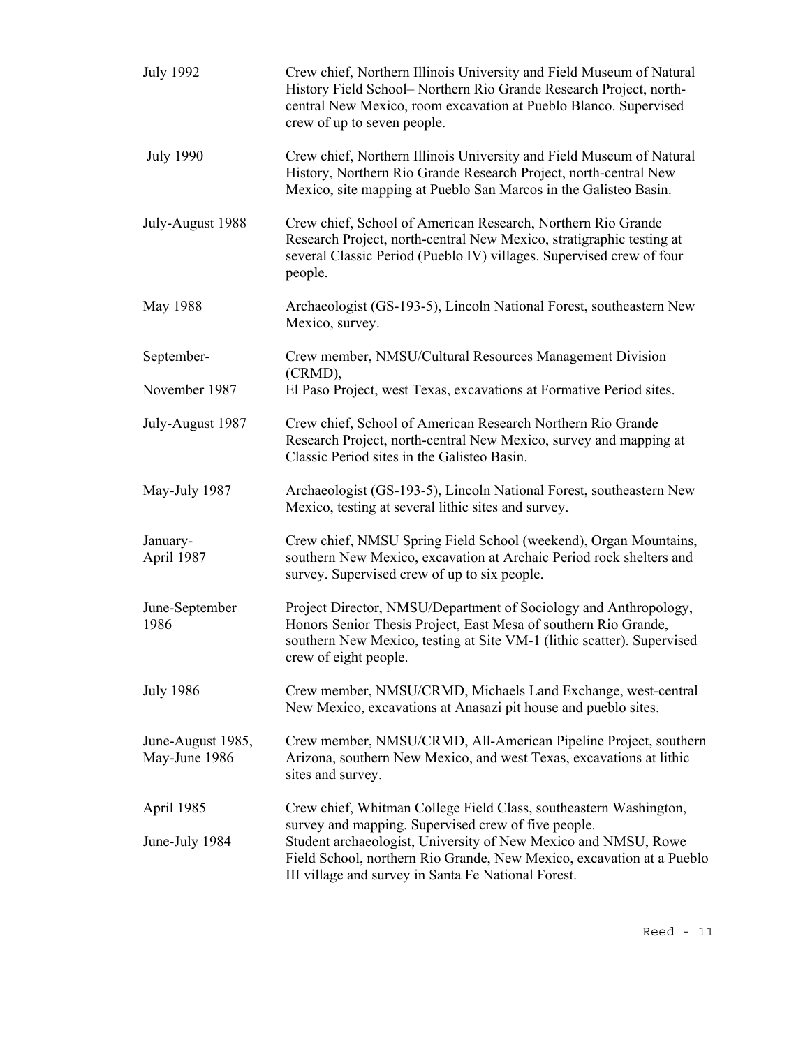| | |
|---|---|
| July 1992 | Crew chief, Northern Illinois University and Field Museum of Natural History Field School– Northern Rio Grande Research Project, north-central New Mexico, room excavation at Pueblo Blanco. Supervised crew of up to seven people. |
| July 1990 | Crew chief, Northern Illinois University and Field Museum of Natural History, Northern Rio Grande Research Project, north-central New Mexico, site mapping at Pueblo San Marcos in the Galisteo Basin. |
| July-August 1988 | Crew chief, School of American Research, Northern Rio Grande Research Project, north-central New Mexico, stratigraphic testing at several Classic Period (Pueblo IV) villages. Supervised crew of four people. |
| May 1988 | Archaeologist (GS-193-5), Lincoln National Forest, southeastern New Mexico, survey. |
| September-November 1987 | Crew member, NMSU/Cultural Resources Management Division (CRMD), El Paso Project, west Texas, excavations at Formative Period sites. |
| July-August 1987 | Crew chief, School of American Research Northern Rio Grande Research Project, north-central New Mexico, survey and mapping at Classic Period sites in the Galisteo Basin. |
| May-July 1987 | Archaeologist (GS-193-5), Lincoln National Forest, southeastern New Mexico, testing at several lithic sites and survey. |
| January-April 1987 | Crew chief, NMSU Spring Field School (weekend), Organ Mountains, southern New Mexico, excavation at Archaic Period rock shelters and survey. Supervised crew of up to six people. |
| June-September 1986 | Project Director, NMSU/Department of Sociology and Anthropology, Honors Senior Thesis Project, East Mesa of southern Rio Grande, southern New Mexico, testing at Site VM-1 (lithic scatter). Supervised crew of eight people. |
| July 1986 | Crew member, NMSU/CRMD, Michaels Land Exchange, west-central New Mexico, excavations at Anasazi pit house and pueblo sites. |
| June-August 1985, May-June 1986 | Crew member, NMSU/CRMD, All-American Pipeline Project, southern Arizona, southern New Mexico, and west Texas, excavations at lithic sites and survey. |
| April 1985 | Crew chief, Whitman College Field Class, southeastern Washington, survey and mapping. Supervised crew of five people. |
| June-July 1984 | Student archaeologist, University of New Mexico and NMSU, Rowe Field School, northern Rio Grande, New Mexico, excavation at a Pueblo III village and survey in Santa Fe National Forest. |